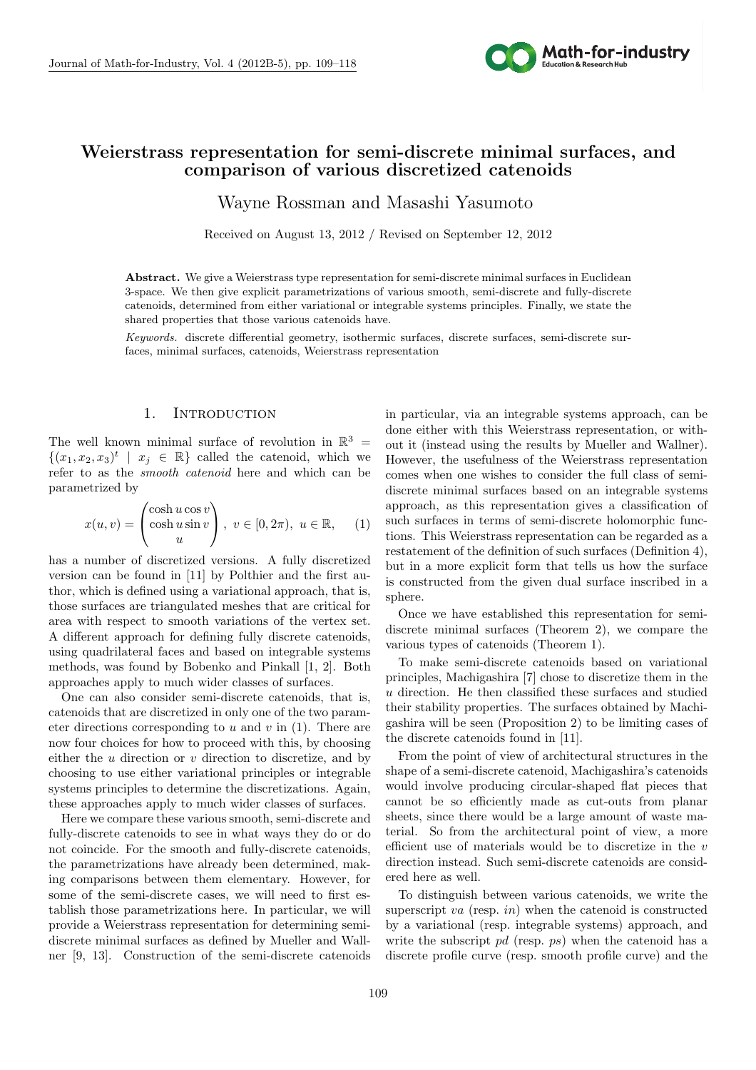# Weierstrass representation for semi-discrete minimal surfaces, and comparison of various discretized catenoids

Wayne Rossman and Masashi Yasumoto

Received on August 13, 2012 / Revised on September 12, 2012

**Abstract.** We give a Weierstrass type representation for semi-discrete minimal surfaces in Euclidean 3-space. We then give explicit parametrizations of various smooth, semi-discrete and fully-discrete catenoids, determined from either variational or integrable systems principles. Finally, we state the shared properties that those various catenoids have.

*Keywords.* discrete differential geometry, isothermic surfaces, discrete surfaces, semi-discrete surfaces, minimal surfaces, catenoids, Weierstrass representation

## 1. Introduction

The well known minimal surface of revolution in $\mathbb{R}^3 = \{(x_1, x_2, x_3)^t \mid x_j \in \mathbb{R}\}$ called the catenoid, which we refer to as the *smooth catenoid* here and which can be parametrized by

$$x(u, v) = \begin{pmatrix} \cosh u \cos v \\ \cosh u \sin v \\ u \end{pmatrix}, \ v \in [0, 2\pi), \ u \in \mathbb{R}, \quad (1)$$

has a number of discretized versions. A fully discretized version can be found in [11] by Polthier and the first author, which is defined using a variational approach, that is, those surfaces are triangulated meshes that are critical for area with respect to smooth variations of the vertex set. A different approach for defining fully discrete catenoids, using quadrilateral faces and based on integrable systems methods, was found by Bobenko and Pinkall [1, 2]. Both approaches apply to much wider classes of surfaces.

One can also consider semi-discrete catenoids, that is, catenoids that are discretized in only one of the two parameter directions corresponding to $u$ and $v$ in (1). There are now four choices for how to proceed with this, by choosing either the $u$ direction or $v$ direction to discretize, and by choosing to use either variational principles or integrable systems principles to determine the discretizations. Again, these approaches apply to much wider classes of surfaces.

Here we compare these various smooth, semi-discrete and fully-discrete catenoids to see in what ways they do or do not coincide. For the smooth and fully-discrete catenoids, the parametrizations have already been determined, making comparisons between them elementary. However, for some of the semi-discrete cases, we will need to first establish those parametrizations here. In particular, we will provide a Weierstrass representation for determining semi-discrete minimal surfaces as defined by Mueller and Wallner [9, 13]. Construction of the semi-discrete catenoids in particular, via an integrable systems approach, can be done either with this Weierstrass representation, or without it (instead using the results by Mueller and Wallner). However, the usefulness of the Weierstrass representation comes when one wishes to consider the full class of semi-discrete minimal surfaces based on an integrable systems approach, as this representation gives a classification of such surfaces in terms of semi-discrete holomorphic functions. This Weierstrass representation can be regarded as a restatement of the definition of such surfaces (Definition 4), but in a more explicit form that tells us how the surface is constructed from the given dual surface inscribed in a sphere.

Once we have established this representation for semi-discrete minimal surfaces (Theorem 2), we compare the various types of catenoids (Theorem 1).

To make semi-discrete catenoids based on variational principles, Machigashira [7] chose to discretize them in the $u$ direction. He then classified these surfaces and studied their stability properties. The surfaces obtained by Machigashira will be seen (Proposition 2) to be limiting cases of the discrete catenoids found in [11].

From the point of view of architectural structures in the shape of a semi-discrete catenoid, Machigashira's catenoids would involve producing circular-shaped flat pieces that cannot be so efficiently made as cut-outs from planar sheets, since there would be a large amount of waste material. So from the architectural point of view, a more efficient use of materials would be to discretize in the $v$ direction instead. Such semi-discrete catenoids are considered here as well.

To distinguish between various catenoids, we write the superscript $va$ (resp. $in$) when the catenoid is constructed by a variational (resp. integrable systems) approach, and write the subscript $pd$ (resp. $ps$) when the catenoid has a discrete profile curve (resp. smooth profile curve) and the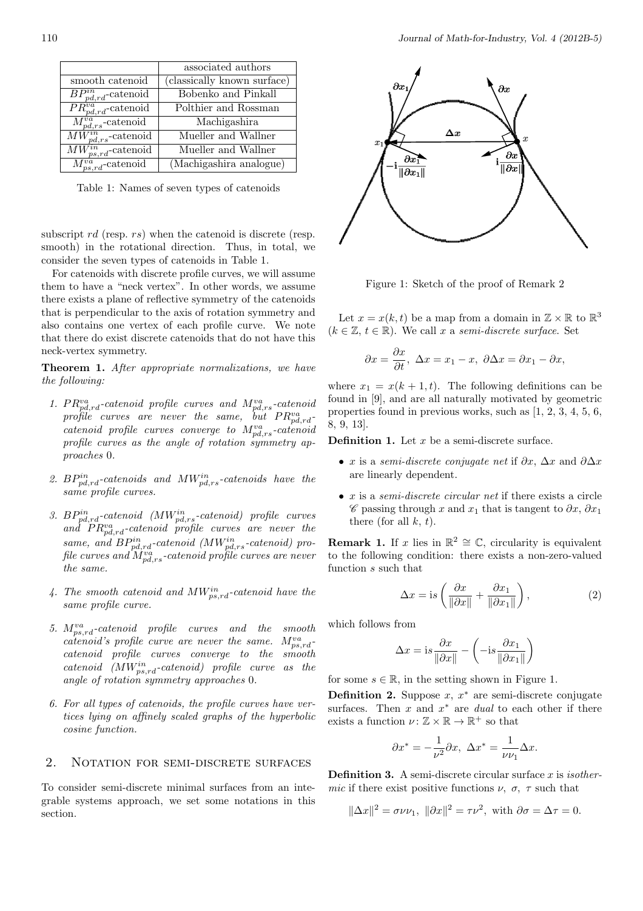|  | associated authors |
| --- | --- |
| smooth catenoid | (classically known surface) |
| $BP^{in}_{pd,rd}$-catenoid | Bobenko and Pinkall |
| $PR^{va}_{pd,rd}$-catenoid | Polthier and Rossman |
| $M^{va}_{pd,rs}$-catenoid | Machigashira |
| $MW^{in}_{pd,rs}$-catenoid | Mueller and Wallner |
| $MW^{in}_{ps,rd}$-catenoid | Mueller and Wallner |
| $M^{va}_{ps,rd}$-catenoid | (Machigashira analogue) |

Table 1: Names of seven types of catenoids

subscript $rd$ (resp. $rs$) when the catenoid is discrete (resp. smooth) in the rotational direction. Thus, in total, we consider the seven types of catenoids in Table 1.

For catenoids with discrete profile curves, we will assume them to have a "neck vertex". In other words, we assume there exists a plane of reflective symmetry of the catenoids that is perpendicular to the axis of rotation symmetry and also contains one vertex of each profile curve. We note that there do exist discrete catenoids that do not have this neck-vertex symmetry.

**Theorem 1.** *After appropriate normalizations, we have the following:*

1. *$PR^{va}_{pd,rd}$-catenoid profile curves and $M^{va}_{pd,rs}$-catenoid profile curves are never the same, but $PR^{va}_{pd,rd}$-catenoid profile curves converge to $M^{va}_{pd,rs}$-catenoid profile curves as the angle of rotation symmetry approaches 0.*
2. *$BP^{in}_{pd,rd}$-catenoids and $MW^{in}_{pd,rs}$-catenoids have the same profile curves.*
3. *$BP^{in}_{pd,rd}$-catenoid ($MW^{in}_{pd,rs}$-catenoid) profile curves and $PR^{va}_{pd,rd}$-catenoid profile curves are never the same, and $BP^{in}_{pd,rd}$-catenoid ($MW^{in}_{pd,rs}$-catenoid) profile curves and $M^{va}_{pd,rs}$-catenoid profile curves are never the same.*
4. *The smooth catenoid and $MW^{in}_{ps,rd}$-catenoid have the same profile curve.*
5. *$M^{va}_{ps,rd}$-catenoid profile curves and the smooth catenoid's profile curve are never the same. $M^{va}_{ps,rd}$-catenoid profile curves converge to the smooth catenoid ($MW^{in}_{ps,rd}$-catenoid) profile curve as the angle of rotation symmetry approaches 0.*
6. *For all types of catenoids, the profile curves have vertices lying on affinely scaled graphs of the hyperbolic cosine function.*

## 2. Notation for semi-discrete surfaces

To consider semi-discrete minimal surfaces from an integrable systems approach, we set some notations in this section.

Figure 1: Sketch of the proof of Remark 2

Let $x = x(k, t)$ be a map from a domain in $\mathbb{Z} \times \mathbb{R}$ to $\mathbb{R}^3$ ($k \in \mathbb{Z}$, $t \in \mathbb{R}$). We call $x$ a *semi-discrete surface*. Set

$$\partial x = \frac{\partial x}{\partial t},\ \Delta x = x_1 - x,\ \partial\Delta x = \partial x_1 - \partial x,$$

where $x_1 = x(k+1, t)$. The following definitions can be found in [9], and are all naturally motivated by geometric properties found in previous works, such as [1, 2, 3, 4, 5, 6, 8, 9, 13].

**Definition 1.** Let $x$ be a semi-discrete surface.

- $x$ is a *semi-discrete conjugate net* if $\partial x$, $\Delta x$ and $\partial\Delta x$ are linearly dependent.
- $x$ is a *semi-discrete circular net* if there exists a circle $\mathscr{C}$ passing through $x$ and $x_1$ that is tangent to $\partial x$, $\partial x_1$ there (for all $k$, $t$).

**Remark 1.** If $x$ lies in $\mathbb{R}^2 \cong \mathbb{C}$, circularity is equivalent to the following condition: there exists a non-zero-valued function $s$ such that

$$\Delta x = \mathrm{i}s\left(\frac{\partial x}{\|\partial x\|} + \frac{\partial x_1}{\|\partial x_1\|}\right), \tag{2}$$

which follows from

$$\Delta x = \mathrm{i}s\frac{\partial x}{\|\partial x\|} - \left(-\mathrm{i}s\frac{\partial x_1}{\|\partial x_1\|}\right)$$

for some $s \in \mathbb{R}$, in the setting shown in Figure 1.

**Definition 2.** Suppose $x$, $x^*$ are semi-discrete conjugate surfaces. Then $x$ and $x^*$ are *dual* to each other if there exists a function $\nu\colon \mathbb{Z}\times\mathbb{R} \to \mathbb{R}^+$ so that

$$\partial x^* = -\frac{1}{\nu^2}\partial x,\ \Delta x^* = \frac{1}{\nu\nu_1}\Delta x.$$

**Definition 3.** A semi-discrete circular surface $x$ is *isothermic* if there exist positive functions $\nu$, $\sigma$, $\tau$ such that

$$\|\Delta x\|^2 = \sigma\nu\nu_1,\ \|\partial x\|^2 = \tau\nu^2,\ \text{with } \partial\sigma = \Delta\tau = 0.$$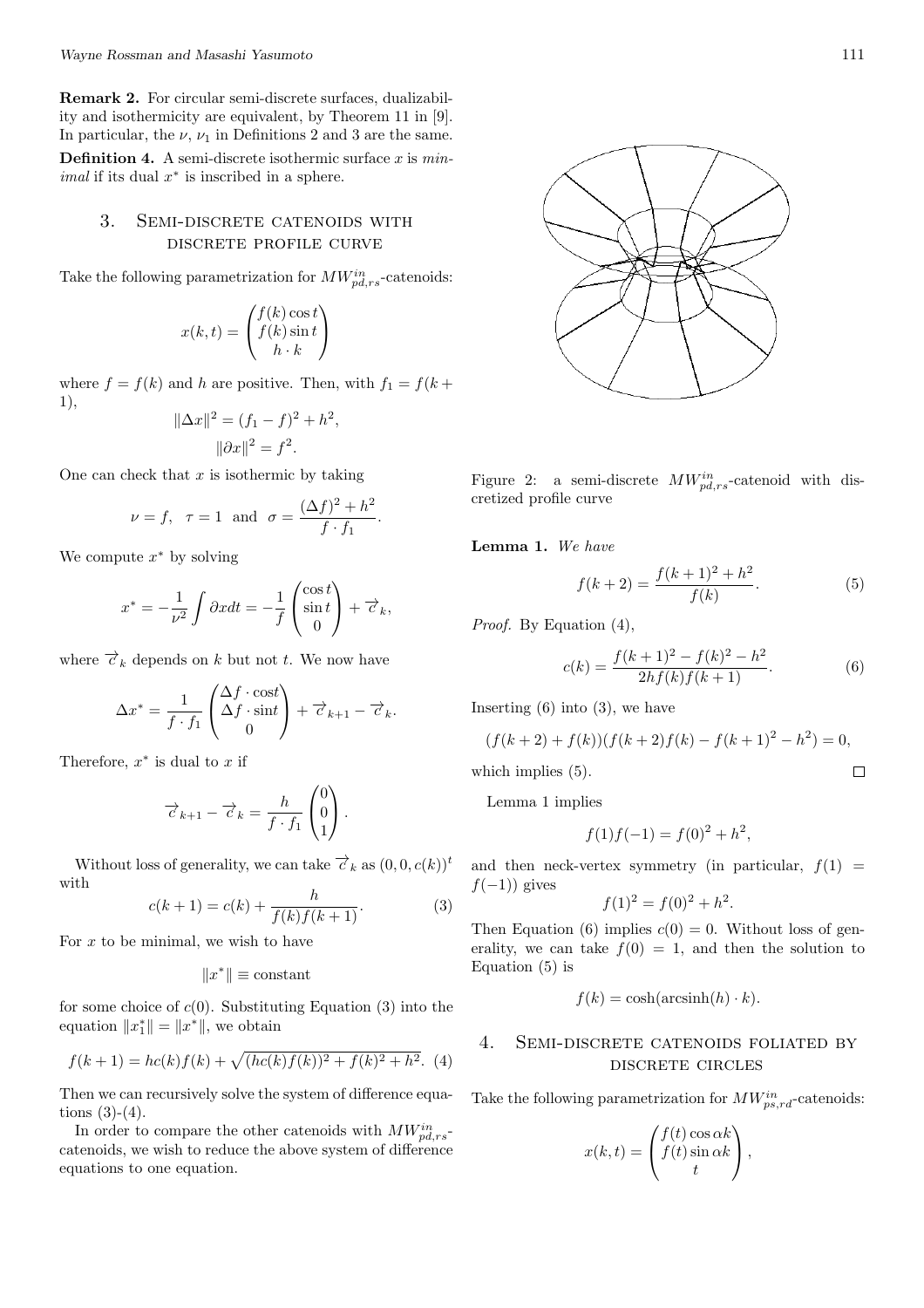**Remark 2.** For circular semi-discrete surfaces, dualizability and isothermicity are equivalent, by Theorem 11 in [9]. In particular, the $\nu$, $\nu_1$ in Definitions 2 and 3 are the same.

**Definition 4.** A semi-discrete isothermic surface $x$ is *minimal* if its dual $x^*$ is inscribed in a sphere.

## 3. Semi-discrete catenoids with discrete profile curve

Take the following parametrization for $MW^{in}_{pd,rs}$-catenoids:

$$x(k,t) = \begin{pmatrix} f(k)\cos t \\ f(k)\sin t \\ h\cdot k \end{pmatrix}$$

where $f = f(k)$ and $h$ are positive. Then, with $f_1 = f(k+1)$,

$$\|\Delta x\|^2 = (f_1 - f)^2 + h^2,$$
$$\|\partial x\|^2 = f^2.$$

One can check that $x$ is isothermic by taking

$$\nu = f, \quad \tau = 1 \quad \text{and} \quad \sigma = \frac{(\Delta f)^2 + h^2}{f\cdot f_1}.$$

We compute $x^*$ by solving

$$x^* = -\frac{1}{\nu^2}\int \partial x dt = -\frac{1}{f}\begin{pmatrix}\cos t \\ \sin t \\ 0\end{pmatrix} + \overrightarrow{c}_k,$$

where $\overrightarrow{c}_k$ depends on $k$ but not $t$. We now have

$$\Delta x^* = \frac{1}{f\cdot f_1}\begin{pmatrix}\Delta f\cdot \cos t \\ \Delta f \cdot \sin t \\ 0\end{pmatrix} + \overrightarrow{c}_{k+1} - \overrightarrow{c}_k.$$

Therefore, $x^*$ is dual to $x$ if

$$\overrightarrow{c}_{k+1} - \overrightarrow{c}_k = \frac{h}{f\cdot f_1}\begin{pmatrix}0\\0\\1\end{pmatrix}.$$

Without loss of generality, we can take $\overrightarrow{c}_k$ as $(0,0,c(k))^t$ with

$$c(k+1) = c(k) + \frac{h}{f(k)f(k+1)}. \tag{3}$$

For $x$ to be minimal, we wish to have

$$\|x^*\| \equiv \text{constant}$$

for some choice of $c(0)$. Substituting Equation (3) into the equation $\|x_1^*\| = \|x^*\|$, we obtain

$$f(k+1) = hc(k)f(k) + \sqrt{(hc(k)f(k))^2 + f(k)^2 + h^2}. \tag{4}$$

Then we can recursively solve the system of difference equations (3)-(4).

In order to compare the other catenoids with $MW^{in}_{pd,rs}$-catenoids, we wish to reduce the above system of difference equations to one equation.

Figure 2: a semi-discrete $MW^{in}_{pd,rs}$-catenoid with discretized profile curve

**Lemma 1.** *We have*

$$f(k+2) = \frac{f(k+1)^2 + h^2}{f(k)}. \tag{5}$$

*Proof.* By Equation (4),

$$c(k) = \frac{f(k+1)^2 - f(k)^2 - h^2}{2hf(k)f(k+1)}. \tag{6}$$

Inserting (6) into (3), we have

$$(f(k+2) + f(k))(f(k+2)f(k) - f(k+1)^2 - h^2) = 0,$$

which implies (5). $\square$

Lemma 1 implies

$$f(1)f(-1) = f(0)^2 + h^2,$$

and then neck-vertex symmetry (in particular, $f(1) = f(-1)$) gives

$$f(1)^2 = f(0)^2 + h^2.$$

Then Equation (6) implies $c(0) = 0$. Without loss of generality, we can take $f(0) = 1$, and then the solution to Equation (5) is

$$f(k) = \cosh(\operatorname{arcsinh}(h)\cdot k).$$

## 4. Semi-discrete catenoids foliated by discrete circles

Take the following parametrization for $MW^{in}_{ps,rd}$-catenoids:

$$x(k,t) = \begin{pmatrix} f(t)\cos \alpha k \\ f(t)\sin \alpha k \\ t\end{pmatrix},$$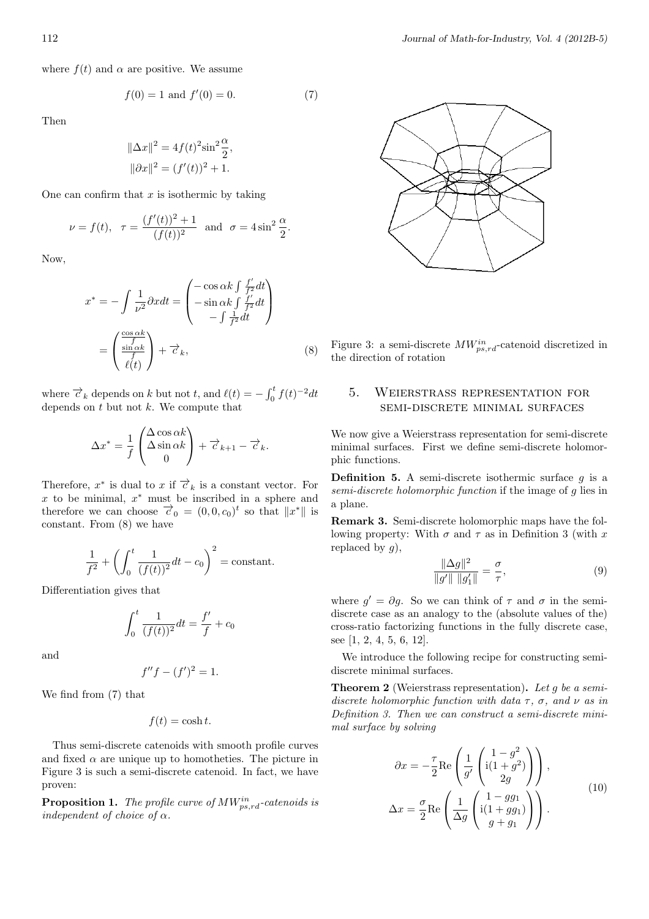where $f(t)$ and $\alpha$ are positive. We assume

$$f(0) = 1 \text{ and } f'(0) = 0. \tag{7}$$

Then

$$\|\Delta x\|^2 = 4f(t)^2 \sin^2 \frac{\alpha}{2},$$
$$\|\partial x\|^2 = (f'(t))^2 + 1.$$

One can confirm that $x$ is isothermic by taking

$$\nu = f(t), \quad \tau = \frac{(f'(t))^2 + 1}{(f(t))^2} \quad \text{and} \quad \sigma = 4\sin^2 \frac{\alpha}{2}.$$

Now,

$$x^* = -\int \frac{1}{\nu^2} \partial x dt = \begin{pmatrix} -\cos \alpha k \int \frac{f'}{f^2} dt \\ -\sin \alpha k \int \frac{f'}{f^2} dt \\ -\int \frac{1}{f^2} dt \end{pmatrix}$$
$$= \begin{pmatrix} \frac{\cos \alpha k}{f} \\ \frac{\sin \alpha k}{f} \\ \ell(t) \end{pmatrix} + \overrightarrow{c}_k, \tag{8}$$

where $\overrightarrow{c}_k$ depends on $k$ but not $t$, and $\ell(t) = -\int_0^t f(t)^{-2} dt$ depends on $t$ but not $k$. We compute that

$$\Delta x^* = \frac{1}{f} \begin{pmatrix} \Delta \cos \alpha k \\ \Delta \sin \alpha k \\ 0 \end{pmatrix} + \overrightarrow{c}_{k+1} - \overrightarrow{c}_k.$$

Therefore, $x^*$ is dual to $x$ if $\overrightarrow{c}_k$ is a constant vector. For $x$ to be minimal, $x^*$ must be inscribed in a sphere and therefore we can choose $\overrightarrow{c}_0 = (0, 0, c_0)^t$ so that $\|x^*\|$ is constant. From (8) we have

$$\frac{1}{f^2} + \left( \int_0^t \frac{1}{(f(t))^2} dt - c_0 \right)^2 = \text{constant}.$$

Differentiation gives that

$$\int_0^t \frac{1}{(f(t))^2} dt = \frac{f'}{f} + c_0$$

and

$$f'' f - (f')^2 = 1.$$

We find from (7) that

$$f(t) = \cosh t.$$

Thus semi-discrete catenoids with smooth profile curves and fixed $\alpha$ are unique up to homotheties. The picture in Figure 3 is such a semi-discrete catenoid. In fact, we have proven:

**Proposition 1.** *The profile curve of $MW^{in}_{ps,rd}$-catenoids is independent of choice of $\alpha$.*

Figure 3: a semi-discrete $MW^{in}_{ps,rd}$-catenoid discretized in the direction of rotation

## 5. Weierstrass representation for semi-discrete minimal surfaces

We now give a Weierstrass representation for semi-discrete minimal surfaces. First we define semi-discrete holomorphic functions.

**Definition 5.** A semi-discrete isothermic surface $g$ is a *semi-discrete holomorphic function* if the image of $g$ lies in a plane.

**Remark 3.** Semi-discrete holomorphic maps have the following property: With $\sigma$ and $\tau$ as in Definition 3 (with $x$ replaced by $g$),

$$\frac{\|\Delta g\|^2}{\|g'\| \, \|g_1'\|} = \frac{\sigma}{\tau}, \tag{9}$$

where $g' = \partial g$. So we can think of $\tau$ and $\sigma$ in the semi-discrete case as an analogy to the (absolute values of the) cross-ratio factorizing functions in the fully discrete case, see [1, 2, 4, 5, 6, 12].

We introduce the following recipe for constructing semi-discrete minimal surfaces.

**Theorem 2** (Weierstrass representation)**.** *Let $g$ be a semi-discrete holomorphic function with data $\tau$, $\sigma$, and $\nu$ as in Definition 3. Then we can construct a semi-discrete minimal surface by solving*

$$\partial x = -\frac{\tau}{2} \text{Re} \left( \frac{1}{g'} \begin{pmatrix} 1 - g^2 \\ \mathrm{i}(1 + g^2) \\ 2g \end{pmatrix} \right),$$
$$\Delta x = \frac{\sigma}{2} \text{Re} \left( \frac{1}{\Delta g} \begin{pmatrix} 1 - g g_1 \\ \mathrm{i}(1 + g g_1) \\ g + g_1 \end{pmatrix} \right). \tag{10}$$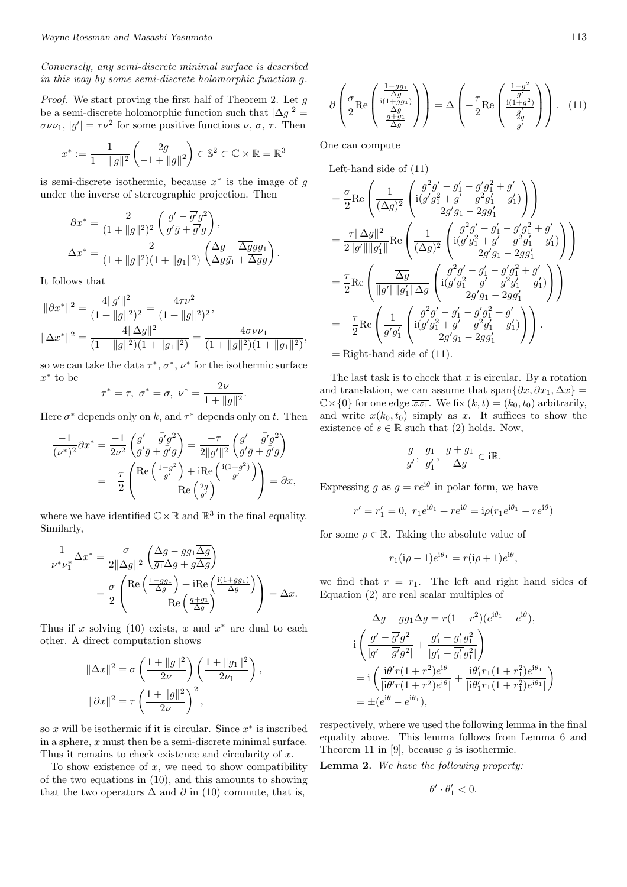*Conversely, any semi-discrete minimal surface is described in this way by some semi-discrete holomorphic function g.*

*Proof.* We start proving the first half of Theorem 2. Let $g$ be a semi-discrete holomorphic function such that $|\Delta g|^2 = \sigma\nu\nu_1$, $|g'| = \tau\nu^2$ for some positive functions $\nu$, $\sigma$, $\tau$. Then

$$x^* := \frac{1}{1+\|g\|^2}\begin{pmatrix} 2g \\ -1+\|g\|^2 \end{pmatrix} \in \mathbb{S}^2 \subset \mathbb{C}\times\mathbb{R} = \mathbb{R}^3$$

is semi-discrete isothermic, because $x^*$ is the image of $g$ under the inverse of stereographic projection. Then

$$\partial x^* = \frac{2}{(1+\|g\|^2)^2}\begin{pmatrix} g' - \overline{g'}g^2 \\ g'\bar{g} + \overline{g'}g \end{pmatrix},$$

$$\Delta x^* = \frac{2}{(1+\|g\|^2)(1+\|g_1\|^2)}\begin{pmatrix} \Delta g - \overline{\Delta g}gg_1 \\ \Delta g\bar{g_1} + \overline{\Delta g}g \end{pmatrix}.$$

It follows that

$$\|\partial x^*\|^2 = \frac{4\|g'\|^2}{(1+\|g\|^2)^2} = \frac{4\tau\nu^2}{(1+\|g\|^2)^2},$$

$$\|\Delta x^*\|^2 = \frac{4\|\Delta g\|^2}{(1+\|g\|^2)(1+\|g_1\|^2)} = \frac{4\sigma\nu\nu_1}{(1+\|g\|^2)(1+\|g_1\|^2)},$$

so we can take the data $\tau^*$, $\sigma^*$, $\nu^*$ for the isothermic surface $x^*$ to be

$$\tau^* = \tau,\ \sigma^* = \sigma,\ \nu^* = \frac{2\nu}{1+\|g\|^2}.$$

Here $\sigma^*$ depends only on $k$, and $\tau^*$ depends only on $t$. Then

$$\frac{-1}{(\nu^*)^2}\partial x^* = \frac{-1}{2\nu^2}\begin{pmatrix} g' - \bar{g'}g^2 \\ g'\bar{g} + \bar{g'}g \end{pmatrix} = \frac{-\tau}{2\|g'\|^2}\begin{pmatrix} g' - \bar{g'}g^2 \\ g'\bar{g} + \bar{g'}g \end{pmatrix}$$

$$= -\frac{\tau}{2}\begin{pmatrix} \mathrm{Re}\left(\frac{1-g^2}{g'}\right) + \mathrm{i}\mathrm{Re}\left(\frac{\mathrm{i}(1+g^2)}{g'}\right) \\ \mathrm{Re}\left(\frac{2g}{g'}\right) \end{pmatrix} = \partial x,$$

where we have identified $\mathbb{C}\times\mathbb{R}$ and $\mathbb{R}^3$ in the final equality. Similarly,

$$\frac{1}{\nu^*\nu_1^*}\Delta x^* = \frac{\sigma}{2\|\Delta g\|^2}\begin{pmatrix} \Delta g - gg_1\overline{\Delta g} \\ \overline{g_1}\Delta g + g\overline{\Delta g} \end{pmatrix}$$

$$= \frac{\sigma}{2}\begin{pmatrix} \mathrm{Re}\left(\frac{1-gg_1}{\Delta g}\right) + \mathrm{i}\mathrm{Re}\left(\frac{\mathrm{i}(1+gg_1)}{\Delta g}\right) \\ \mathrm{Re}\left(\frac{g+g_1}{\Delta g}\right) \end{pmatrix} = \Delta x.$$

Thus if $x$ solving (10) exists, $x$ and $x^*$ are dual to each other. A direct computation shows

$$\|\Delta x\|^2 = \sigma\left(\frac{1+\|g\|^2}{2\nu}\right)\left(\frac{1+\|g_1\|^2}{2\nu_1}\right),$$

$$\|\partial x\|^2 = \tau\left(\frac{1+\|g\|^2}{2\nu}\right)^2,$$

so $x$ will be isothermic if it is circular. Since $x^*$ is inscribed in a sphere, $x$ must then be a semi-discrete minimal surface. Thus it remains to check existence and circularity of $x$.

To show existence of $x$, we need to show compatibility of the two equations in (10), and this amounts to showing that the two operators $\Delta$ and $\partial$ in (10) commute, that is,

$$\partial\left(\frac{\sigma}{2}\mathrm{Re}\begin{pmatrix} \frac{1-gg_1}{\Delta g} \\ \frac{\mathrm{i}(1+gg_1)}{\Delta g} \\ \frac{g+g_1}{\Delta g} \end{pmatrix}\right) = \Delta\left(-\frac{\tau}{2}\mathrm{Re}\begin{pmatrix} \frac{1-g^2}{g'} \\ \frac{\mathrm{i}(1+g^2)}{g'} \\ \frac{2g}{g'} \end{pmatrix}\right). \quad (11)$$

One can compute

Left-hand side of (11)

$$= \frac{\sigma}{2}\mathrm{Re}\left(\frac{1}{(\Delta g)^2}\begin{pmatrix} g^2g' - g_1' - g'g_1^2 + g' \\ \mathrm{i}(g'g_1^2 + g' - g^2g_1' - g_1') \\ 2g'g_1 - 2gg_1' \end{pmatrix}\right)$$

$$= \frac{\tau\|\Delta g\|^2}{2\|g'\|\|g_1'\|}\mathrm{Re}\left(\frac{1}{(\Delta g)^2}\begin{pmatrix} g^2g' - g_1' - g'g_1^2 + g' \\ \mathrm{i}(g'g_1^2 + g' - g^2g_1' - g_1') \\ 2g'g_1 - 2gg_1' \end{pmatrix}\right)$$

$$= \frac{\tau}{2}\mathrm{Re}\left(\frac{\overline{\Delta g}}{\|g'\|\|g_1'\|\Delta g}\begin{pmatrix} g^2g' - g_1' - g'g_1^2 + g' \\ \mathrm{i}(g'g_1^2 + g' - g^2g_1' - g_1') \\ 2g'g_1 - 2gg_1' \end{pmatrix}\right)$$

$$= -\frac{\tau}{2}\mathrm{Re}\left(\frac{1}{g'g_1'}\begin{pmatrix} g^2g' - g_1' - g'g_1^2 + g' \\ \mathrm{i}(g'g_1^2 + g' - g^2g_1' - g_1') \\ 2g'g_1 - 2gg_1' \end{pmatrix}\right).$$

$=$ Right-hand side of (11).

The last task is to check that $x$ is circular. By a rotation and translation, we can assume that $\mathrm{span}\{\partial x, \partial x_1, \Delta x\} = \mathbb{C}\times\{0\}$ for one edge $\overline{xx_1}$. We fix $(k,t) = (k_0,t_0)$ arbitrarily, and write $x(k_0,t_0)$ simply as $x$. It suffices to show the existence of $s \in \mathbb{R}$ such that (2) holds. Now,

$$\frac{g}{g'},\ \frac{g_1}{g_1'},\ \frac{g+g_1}{\Delta g} \in \mathrm{i}\mathbb{R}.$$

Expressing $g$ as $g = re^{\mathrm{i}\theta}$ in polar form, we have

$$r' = r_1' = 0,\ r_1e^{\mathrm{i}\theta_1} + re^{\mathrm{i}\theta} = \mathrm{i}\rho(r_1e^{\mathrm{i}\theta_1} - re^{\mathrm{i}\theta})$$

for some $\rho \in \mathbb{R}$. Taking the absolute value of

$$r_1(\mathrm{i}\rho - 1)e^{\mathrm{i}\theta_1} = r(\mathrm{i}\rho + 1)e^{\mathrm{i}\theta},$$

we find that $r = r_1$. The left and right hand sides of Equation (2) are real scalar multiples of

$$\Delta g - gg_1\overline{\Delta g} = r(1+r^2)(e^{\mathrm{i}\theta_1} - e^{\mathrm{i}\theta}),$$

$$\mathrm{i}\left(\frac{g' - \overline{g'}g^2}{|g' - \overline{g'}g^2|} + \frac{g_1' - \overline{g_1'}g_1^2}{|g_1' - \overline{g_1'}g_1^2|}\right)$$

$$= \mathrm{i}\left(\frac{\mathrm{i}\theta' r(1+r^2)e^{\mathrm{i}\theta}}{|\mathrm{i}\theta' r(1+r^2)e^{\mathrm{i}\theta}|} + \frac{\mathrm{i}\theta_1' r_1(1+r_1^2)e^{\mathrm{i}\theta_1}}{|\mathrm{i}\theta_1' r_1(1+r_1^2)e^{\mathrm{i}\theta_1}|}\right)$$

$$= \pm(e^{\mathrm{i}\theta} - e^{\mathrm{i}\theta_1}),$$

respectively, where we used the following lemma in the final equality above. This lemma follows from Lemma 6 and Theorem 11 in [9], because $g$ is isothermic.

**Lemma 2.** *We have the following property:*

$$\theta' \cdot \theta_1' < 0.$$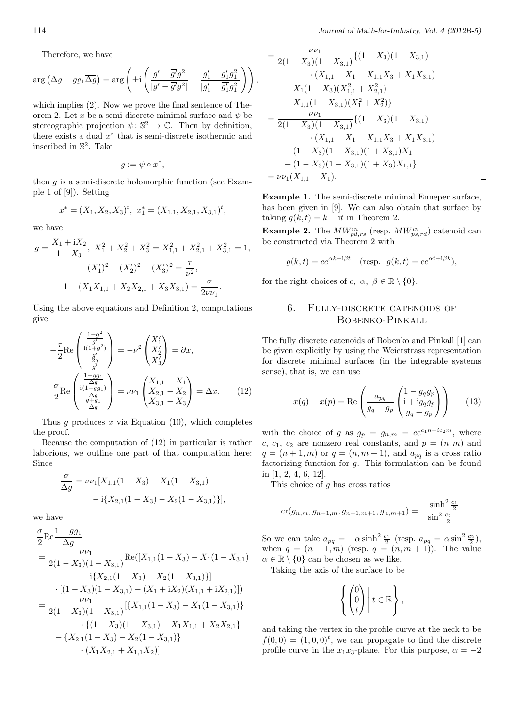Therefore, we have

$$\arg\left(\Delta g - g g_1 \overline{\Delta g}\right) = \arg\left(\pm \mathrm{i}\left(\frac{g' - \overline{g'} g^2}{|g' - \overline{g'} g^2|} + \frac{g_1' - \overline{g_1'} g_1^2}{|g_1' - \overline{g_1'} g_1^2|}\right)\right),$$

which implies (2). Now we prove the final sentence of Theorem 2. Let $x$ be a semi-discrete minimal surface and $\psi$ be stereographic projection $\psi\colon \mathbb{S}^2 \to \mathbb{C}$. Then by definition, there exists a dual $x^*$ that is semi-discrete isothermic and inscribed in $\mathbb{S}^2$. Take

$$g := \psi \circ x^*,$$

then $g$ is a semi-discrete holomorphic function (see Example 1 of [9]). Setting

$$x^* = (X_1, X_2, X_3)^t, \ x_1^* = (X_{1,1}, X_{2,1}, X_{3,1})^t,$$

we have

$$g = \frac{X_1 + \mathrm{i} X_2}{1 - X_3}, \ X_1^2 + X_2^2 + X_3^2 = X_{1,1}^2 + X_{2,1}^2 + X_{3,1}^2 = 1,$$
$$(X_1')^2 + (X_2')^2 + (X_3')^2 = \frac{\tau}{\nu^2},$$
$$1 - (X_1 X_{1,1} + X_2 X_{2,1} + X_3 X_{3,1}) = \frac{\sigma}{2\nu\nu_1}.$$

Using the above equations and Definition 2, computations give

$$-\frac{\tau}{2}\mathrm{Re}\begin{pmatrix} \frac{1-g^2}{g'} \\ \frac{\mathrm{i}(1+g^2)}{g'} \\ \frac{2g}{g'} \end{pmatrix} = -\nu^2 \begin{pmatrix} X_1' \\ X_2' \\ X_3' \end{pmatrix} = \partial x,$$
$$\frac{\sigma}{2}\mathrm{Re}\begin{pmatrix} \frac{1-gg_1}{\Delta g} \\ \frac{\mathrm{i}(1+gg_1)}{\Delta g} \\ \frac{g+g_1}{\Delta g} \end{pmatrix} = \nu\nu_1 \begin{pmatrix} X_{1,1} - X_1 \\ X_{2,1} - X_2 \\ X_{3,1} - X_3 \end{pmatrix} = \Delta x. \qquad (12)$$

Thus $g$ produces $x$ via Equation (10), which completes the proof.

Because the computation of (12) in particular is rather laborious, we outline one part of that computation here: Since

$$\frac{\sigma}{\Delta g} = \nu\nu_1 [X_{1,1}(1 - X_3) - X_1(1 - X_{3,1}) - \mathrm{i}\{X_{2,1}(1 - X_3) - X_2(1 - X_{3,1})\}],$$

we have

$$\begin{aligned}
&\frac{\sigma}{2}\mathrm{Re}\frac{1 - gg_1}{\Delta g} \\
&= \frac{\nu\nu_1}{2(1 - X_3)(1 - X_{3,1})}\mathrm{Re}([X_{1,1}(1 - X_3) - X_1(1 - X_{3,1}) \\
&\qquad - \mathrm{i}\{X_{2,1}(1 - X_3) - X_2(1 - X_{3,1})\}] \\
&\qquad \cdot [(1 - X_3)(1 - X_{3,1}) - (X_1 + \mathrm{i}X_2)(X_{1,1} + \mathrm{i}X_{2,1})]) \\
&= \frac{\nu\nu_1}{2(1 - X_3)(1 - X_{3,1})}[\{X_{1,1}(1 - X_3) - X_1(1 - X_{3,1})\} \\
&\qquad \cdot \{(1 - X_3)(1 - X_{3,1}) - X_1 X_{1,1} + X_2 X_{2,1}\} \\
&\qquad - \{X_{2,1}(1 - X_3) - X_2(1 - X_{3,1})\} \\
&\qquad \cdot (X_1 X_{2,1} + X_{1,1} X_2)] \\
&= \frac{\nu\nu_1}{2(1 - X_3)(1 - X_{3,1})}\{(1 - X_3)(1 - X_{3,1}) \\
&\qquad \cdot (X_{1,1} - X_1 - X_{1,1}X_3 + X_1 X_{3,1}) \\
&\qquad - X_1(1 - X_3)(X_{1,1}^2 + X_{2,1}^2) \\
&\qquad + X_{1,1}(1 - X_{3,1})(X_1^2 + X_2^2)\} \\
&= \frac{\nu\nu_1}{2(1 - X_3)(1 - X_{3,1})}\{(1 - X_3)(1 - X_{3,1}) \\
&\qquad \cdot (X_{1,1} - X_1 - X_{1,1}X_3 + X_1 X_{3,1}) \\
&\qquad - (1 - X_3)(1 - X_{3,1})(1 + X_{3,1})X_1 \\
&\qquad + (1 - X_3)(1 - X_{3,1})(1 + X_3)X_{1,1}\} \\
&= \nu\nu_1(X_{1,1} - X_1).
\end{aligned}$$

□

**Example 1.** The semi-discrete minimal Enneper surface, has been given in [9]. We can also obtain that surface by taking $g(k, t) = k + \mathrm{i}t$ in Theorem 2.

**Example 2.** The $MW^{in}_{pd,rs}$ (resp. $MW^{in}_{ps,rd}$) catenoid can be constructed via Theorem 2 with

$$g(k, t) = ce^{\alpha k + \mathrm{i}\beta t} \quad (\text{resp. } g(k, t) = ce^{\alpha t + \mathrm{i}\beta k}),$$

for the right choices of $c, \ \alpha, \ \beta \in \mathbb{R} \setminus \{0\}$.

## 6. Fully-discrete catenoids of Bobenko-Pinkall

The fully discrete catenoids of Bobenko and Pinkall [1] can be given explicitly by using the Weierstrass representation for discrete minimal surfaces (in the integrable systems sense), that is, we can use

$$x(q) - x(p) = \mathrm{Re}\left(\frac{a_{pq}}{g_q - g_p}\begin{pmatrix} 1 - g_q g_p \\ \mathrm{i} + \mathrm{i} g_q g_p \\ g_q + g_p \end{pmatrix}\right) \qquad (13)$$

with the choice of $g$ as $g_p = g_{n,m} = ce^{c_1 n + ic_2 m}$, where $c$, $c_1$, $c_2$ are nonzero real constants, and $p = (n, m)$ and $q = (n + 1, m)$ or $q = (n, m + 1)$, and $a_{pq}$ is a cross ratio factorizing function for $g$. This formulation can be found in [1, 2, 4, 6, 12].

This choice of $g$ has cross ratios

$$\mathrm{cr}(g_{n,m}, g_{n+1,m}, g_{n+1,m+1}, g_{n,m+1}) = \frac{-\sinh^2 \frac{c_1}{2}}{\sin^2 \frac{c_2}{2}}.$$

So we can take $a_{pq} = -\alpha \sinh^2 \frac{c_1}{2}$ (resp. $a_{pq} = \alpha \sin^2 \frac{c_2}{2}$), when $q = (n + 1, m)$ (resp. $q = (n, m + 1)$). The value $\alpha \in \mathbb{R} \setminus \{0\}$ can be chosen as we like.

Taking the axis of the surface to be

$$\left\{ \begin{pmatrix} 0 \\ 0 \\ t \end{pmatrix} \middle| \ t \in \mathbb{R} \right\},$$

and taking the vertex in the profile curve at the neck to be $f(0, 0) = (1, 0, 0)^t$, we can propagate to find the discrete profile curve in the $x_1 x_3$-plane. For this purpose, $\alpha = -2$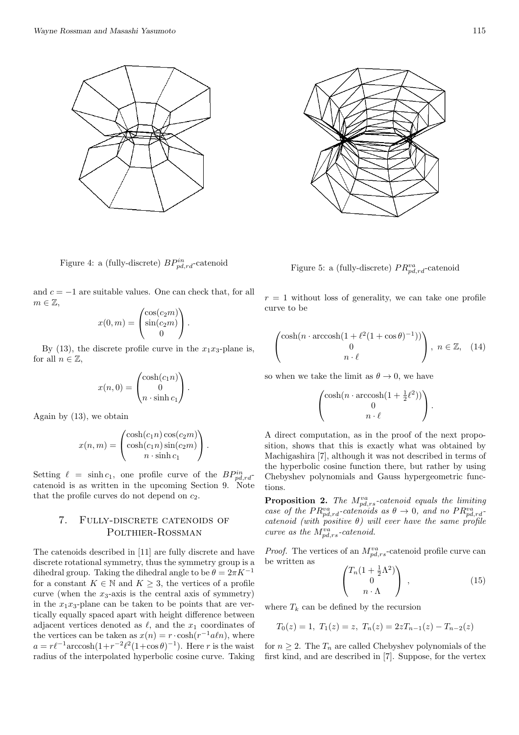Figure 4: a (fully-discrete) $BP^{in}_{pd,rd}$-catenoid

Figure 5: a (fully-discrete) $PR^{va}_{pd,rd}$-catenoid

and $c = -1$ are suitable values. One can check that, for all $m \in \mathbb{Z}$,

$$x(0,m) = \begin{pmatrix} \cos(c_2 m) \\ \sin(c_2 m) \\ 0 \end{pmatrix}.$$

By (13), the discrete profile curve in the $x_1x_3$-plane is, for all $n \in \mathbb{Z}$,

$$x(n,0) = \begin{pmatrix} \cosh(c_1 n) \\ 0 \\ n \cdot \sinh c_1 \end{pmatrix}.$$

Again by (13), we obtain

$$x(n,m) = \begin{pmatrix} \cosh(c_1 n)\cos(c_2 m) \\ \cosh(c_1 n)\sin(c_2 m) \\ n \cdot \sinh c_1 \end{pmatrix}.$$

Setting $\ell = \sinh c_1$, one profile curve of the $BP^{in}_{pd,rd}$-catenoid is as written in the upcoming Section 9. Note that the profile curves do not depend on $c_2$.

## 7. Fully-discrete catenoids of Polthier-Rossman

The catenoids described in [11] are fully discrete and have discrete rotational symmetry, thus the symmetry group is a dihedral group. Taking the dihedral angle to be $\theta = 2\pi K^{-1}$ for a constant $K \in \mathbb{N}$ and $K \geq 3$, the vertices of a profile curve (when the $x_3$-axis is the central axis of symmetry) in the $x_1x_3$-plane can be taken to be points that are vertically equally spaced apart with height difference between adjacent vertices denoted as $\ell$, and the $x_1$ coordinates of the vertices can be taken as $x(n) = r \cdot \cosh(r^{-1} a \ell n)$, where $a = r\ell^{-1}\text{arccosh}(1 + r^{-2}\ell^2(1+\cos\theta)^{-1})$. Here $r$ is the waist radius of the interpolated hyperbolic cosine curve. Taking $r = 1$ without loss of generality, we can take one profile curve to be

$$\begin{pmatrix} \cosh(n \cdot \text{arccosh}(1 + \ell^2(1+\cos\theta)^{-1})) \\ 0 \\ n \cdot \ell \end{pmatrix}, \; n \in \mathbb{Z}, \quad (14)$$

so when we take the limit as $\theta \to 0$, we have

$$\begin{pmatrix} \cosh(n \cdot \text{arccosh}(1 + \frac{1}{2}\ell^2)) \\ 0 \\ n \cdot \ell \end{pmatrix}.$$

A direct computation, as in the proof of the next proposition, shows that this is exactly what was obtained by Machigashira [7], although it was not described in terms of the hyperbolic cosine function there, but rather by using Chebyshev polynomials and Gauss hypergeometric functions.

**Proposition 2.** *The $M^{va}_{pd,rs}$-catenoid equals the limiting case of the $PR^{va}_{pd,rd}$-catenoids as $\theta \to 0$, and no $PR^{va}_{pd,rd}$-catenoid (with positive $\theta$) will ever have the same profile curve as the $M^{va}_{pd,rs}$-catenoid.*

*Proof.* The vertices of an $M^{va}_{pd,rs}$-catenoid profile curve can be written as

$$\begin{pmatrix} T_n(1 + \frac{1}{2}\Lambda^2) \\ 0 \\ n \cdot \Lambda \end{pmatrix}, \quad (15)$$

where $T_k$ can be defined by the recursion

$$T_0(z) = 1, \; T_1(z) = z, \; T_n(z) = 2zT_{n-1}(z) - T_{n-2}(z)$$

for $n \geq 2$. The $T_n$ are called Chebyshev polynomials of the first kind, and are described in [7]. Suppose, for the vertex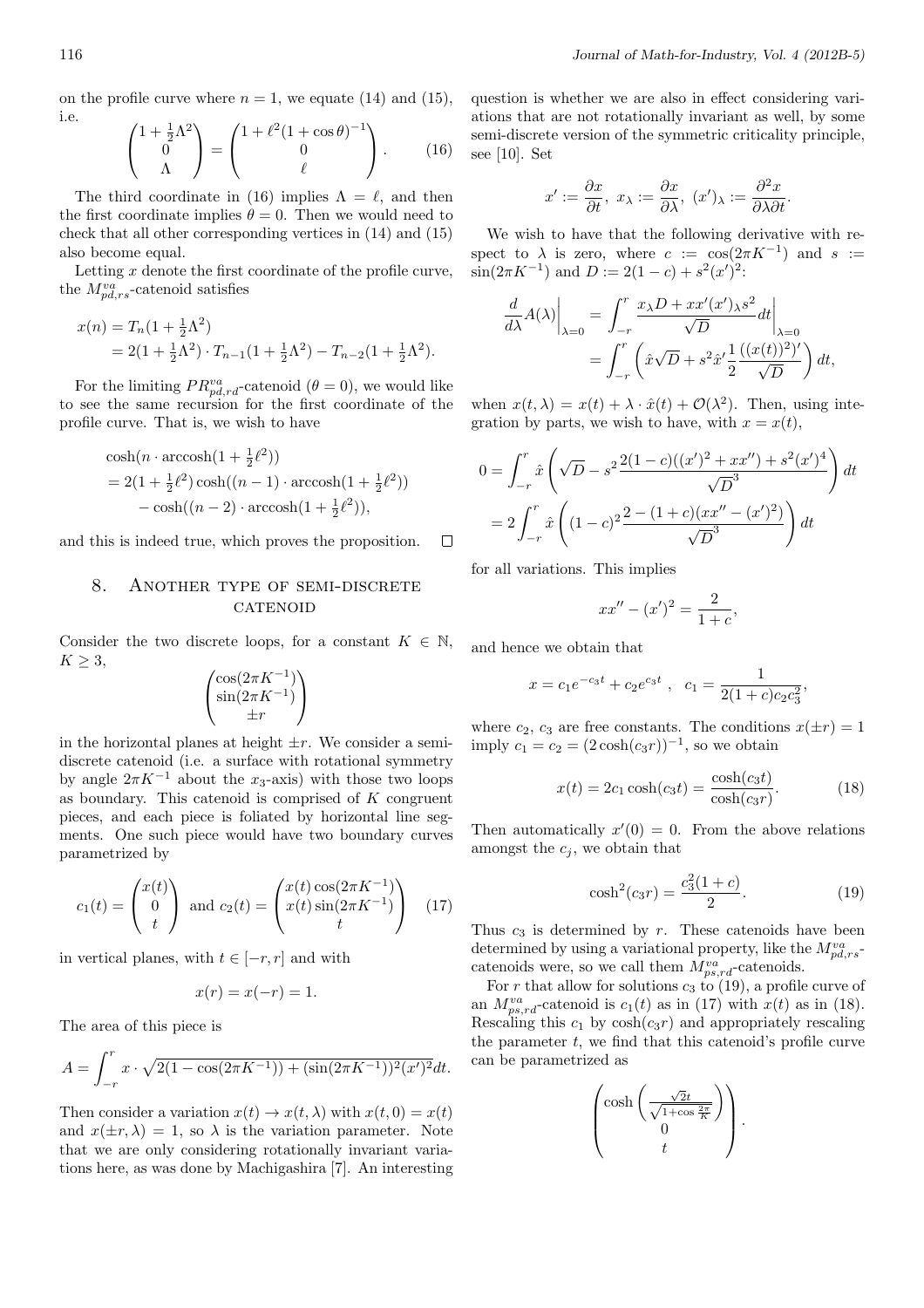on the profile curve where $n = 1$, we equate (14) and (15), i.e.

$$\begin{pmatrix} 1+\frac{1}{2}\Lambda^2 \\ 0 \\ \Lambda \end{pmatrix} = \begin{pmatrix} 1+\ell^2(1+\cos\theta)^{-1} \\ 0 \\ \ell \end{pmatrix}. \tag{16}$$

The third coordinate in (16) implies $\Lambda = \ell$, and then the first coordinate implies $\theta = 0$. Then we would need to check that all other corresponding vertices in (14) and (15) also become equal.

Letting $x$ denote the first coordinate of the profile curve, the $M^{va}_{pd,rs}$-catenoid satisfies

$$\begin{aligned} x(n) &= T_n(1+\tfrac{1}{2}\Lambda^2) \\ &= 2(1+\tfrac{1}{2}\Lambda^2)\cdot T_{n-1}(1+\tfrac{1}{2}\Lambda^2) - T_{n-2}(1+\tfrac{1}{2}\Lambda^2). \end{aligned}$$

For the limiting $PR^{va}_{pd,rd}$-catenoid ($\theta = 0$), we would like to see the same recursion for the first coordinate of the profile curve. That is, we wish to have

$$\begin{aligned} &\cosh(n\cdot\operatorname{arccosh}(1+\tfrac{1}{2}\ell^2)) \\ &= 2(1+\tfrac{1}{2}\ell^2)\cosh((n-1)\cdot\operatorname{arccosh}(1+\tfrac{1}{2}\ell^2)) \\ &\quad - \cosh((n-2)\cdot\operatorname{arccosh}(1+\tfrac{1}{2}\ell^2)), \end{aligned}$$

and this is indeed true, which proves the proposition. $\square$

## 8. Another type of semi-discrete catenoid

Consider the two discrete loops, for a constant $K \in \mathbb{N}$, $K \geq 3$,

$$\begin{pmatrix} \cos(2\pi K^{-1}) \\ \sin(2\pi K^{-1}) \\ \pm r \end{pmatrix}$$

in the horizontal planes at height $\pm r$. We consider a semi-discrete catenoid (i.e. a surface with rotational symmetry by angle $2\pi K^{-1}$ about the $x_3$-axis) with those two loops as boundary. This catenoid is comprised of $K$ congruent pieces, and each piece is foliated by horizontal line segments. One such piece would have two boundary curves parametrized by

$$c_1(t) = \begin{pmatrix} x(t) \\ 0 \\ t \end{pmatrix} \text{ and } c_2(t) = \begin{pmatrix} x(t)\cos(2\pi K^{-1}) \\ x(t)\sin(2\pi K^{-1}) \\ t \end{pmatrix} \tag{17}$$

in vertical planes, with $t \in [-r, r]$ and with

$$x(r) = x(-r) = 1.$$

The area of this piece is

$$A = \int_{-r}^{r} x\cdot\sqrt{2(1-\cos(2\pi K^{-1})) + (\sin(2\pi K^{-1}))^2(x')^2}dt.$$

Then consider a variation $x(t) \to x(t,\lambda)$ with $x(t,0) = x(t)$ and $x(\pm r,\lambda) = 1$, so $\lambda$ is the variation parameter. Note that we are only considering rotationally invariant variations here, as was done by Machigashira [7]. An interesting question is whether we are also in effect considering variations that are not rotationally invariant as well, by some semi-discrete version of the symmetric criticality principle, see [10]. Set

$$x' := \frac{\partial x}{\partial t},\ x_\lambda := \frac{\partial x}{\partial \lambda},\ (x')_\lambda := \frac{\partial^2 x}{\partial\lambda\partial t}.$$

We wish to have that the following derivative with respect to $\lambda$ is zero, where $c := \cos(2\pi K^{-1})$ and $s := \sin(2\pi K^{-1})$ and $D := 2(1-c) + s^2(x')^2$:

$$\begin{aligned} \frac{d}{d\lambda}A(\lambda)\bigg|_{\lambda=0} &= \int_{-r}^{r} \frac{x_\lambda D + xx'(x')_\lambda s^2}{\sqrt{D}}dt\bigg|_{\lambda=0} \\ &= \int_{-r}^{r}\left(\hat{x}\sqrt{D} + s^2\hat{x}'\frac{1}{2}\frac{((x(t))^2)'}{\sqrt{D}}\right)dt, \end{aligned}$$

when $x(t,\lambda) = x(t) + \lambda\cdot\hat{x}(t) + \mathcal{O}(\lambda^2)$. Then, using integration by parts, we wish to have, with $x = x(t)$,

$$\begin{aligned} 0 &= \int_{-r}^{r}\hat{x}\left(\sqrt{D} - s^2\frac{2(1-c)((x')^2 + xx'') + s^2(x')^4}{\sqrt{D}^3}\right)dt \\ &= 2\int_{-r}^{r}\hat{x}\left((1-c)^2\frac{2-(1+c)(xx''-(x')^2)}{\sqrt{D}^3}\right)dt \end{aligned}$$

for all variations. This implies

$$xx'' - (x')^2 = \frac{2}{1+c},$$

and hence we obtain that

$$x = c_1e^{-c_3t} + c_2e^{c_3t}\ ,\ \ c_1 = \frac{1}{2(1+c)c_2c_3^2},$$

where $c_2$, $c_3$ are free constants. The conditions $x(\pm r) = 1$ imply $c_1 = c_2 = (2\cosh(c_3r))^{-1}$, so we obtain

$$x(t) = 2c_1\cosh(c_3t) = \frac{\cosh(c_3t)}{\cosh(c_3r)}. \tag{18}$$

Then automatically $x'(0) = 0$. From the above relations amongst the $c_j$, we obtain that

$$\cosh^2(c_3r) = \frac{c_3^2(1+c)}{2}. \tag{19}$$

Thus $c_3$ is determined by $r$. These catenoids have been determined by using a variational property, like the $M^{va}_{pd,rs}$-catenoids were, so we call them $M^{va}_{ps,rd}$-catenoids.

For $r$ that allow for solutions $c_3$ to (19), a profile curve of an $M^{va}_{ps,rd}$-catenoid is $c_1(t)$ as in (17) with $x(t)$ as in (18). Rescaling this $c_1$ by $\cosh(c_3r)$ and appropriately rescaling the parameter $t$, we find that this catenoid's profile curve can be parametrized as

$$\begin{pmatrix} \cosh\left(\frac{\sqrt{2}t}{\sqrt{1+\cos\frac{2\pi}{K}}}\right) \\ 0 \\ t \end{pmatrix}.$$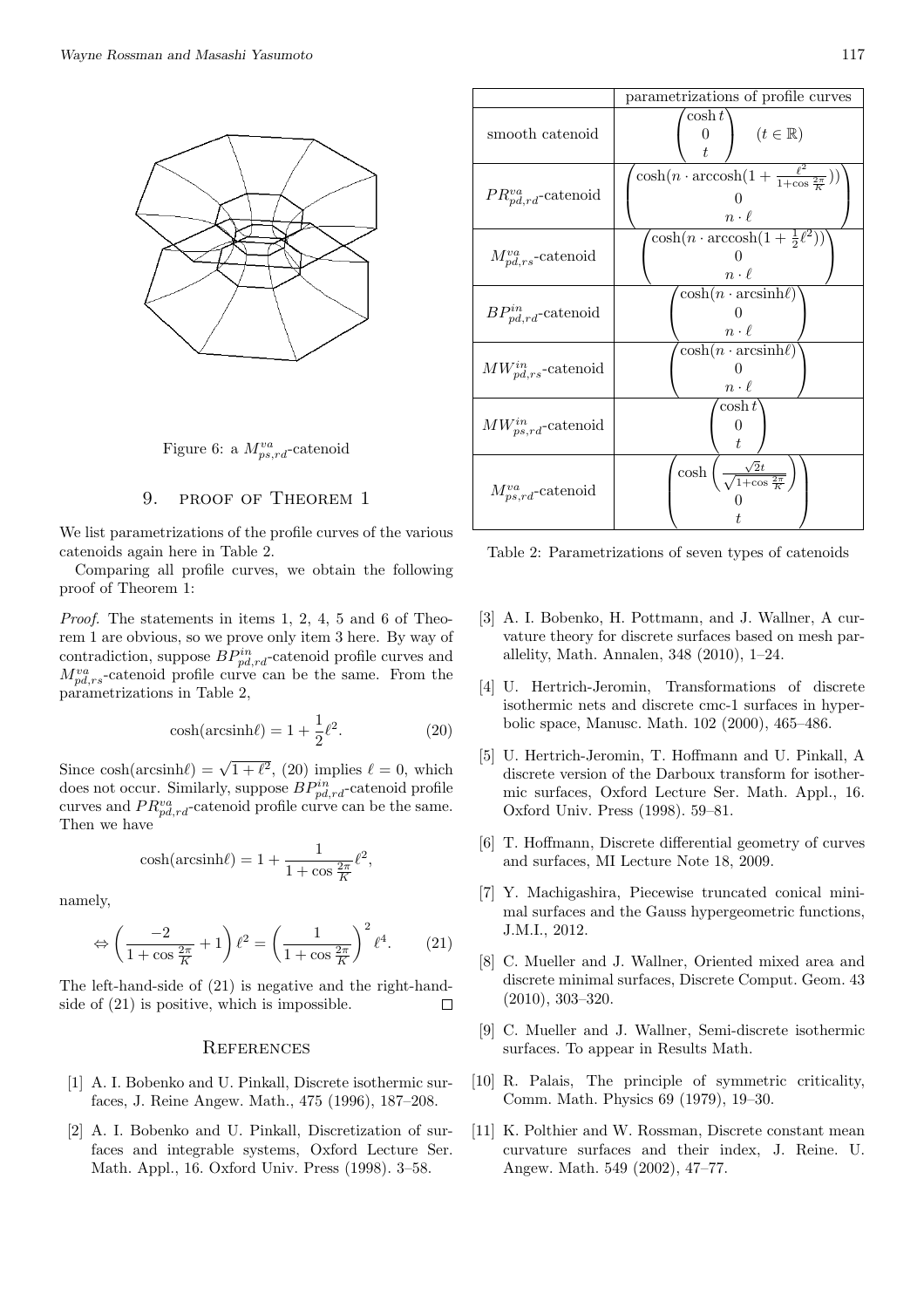Figure 6: a $M^{va}_{ps,rd}$-catenoid

## 9. PROOF OF THEOREM 1

We list parametrizations of the profile curves of the various catenoids again here in Table 2.

Comparing all profile curves, we obtain the following proof of Theorem 1:

*Proof.* The statements in items 1, 2, 4, 5 and 6 of Theorem 1 are obvious, so we prove only item 3 here. By way of contradiction, suppose $BP^{in}_{pd,rd}$-catenoid profile curves and $M^{va}_{pd,rs}$-catenoid profile curve can be the same. From the parametrizations in Table 2,

$$\cosh(\text{arcsinh}\ell) = 1 + \frac{1}{2}\ell^2. \tag{20}$$

Since $\cosh(\text{arcsinh}\ell) = \sqrt{1+\ell^2}$, (20) implies $\ell = 0$, which does not occur. Similarly, suppose $BP^{in}_{pd,rd}$-catenoid profile curves and $PR^{va}_{pd,rd}$-catenoid profile curve can be the same. Then we have

$$\cosh(\text{arcsinh}\ell) = 1 + \frac{1}{1+\cos\frac{2\pi}{K}}\ell^2,$$

namely,

$$\Leftrightarrow \left(\frac{-2}{1+\cos\frac{2\pi}{K}} + 1\right)\ell^2 = \left(\frac{1}{1+\cos\frac{2\pi}{K}}\right)^2 \ell^4. \tag{21}$$

The left-hand-side of (21) is negative and the right-hand-side of (21) is positive, which is impossible. $\square$

| | parametrizations of profile curves |
|---|---|
| smooth catenoid | $\begin{pmatrix} \cosh t \\ 0 \\ t \end{pmatrix} \quad (t \in \mathbb{R})$ |
| $PR^{va}_{pd,rd}$-catenoid | $\begin{pmatrix} \cosh(n \cdot \text{arccosh}(1 + \frac{\ell^2}{1+\cos\frac{2\pi}{K}})) \\ 0 \\ n \cdot \ell \end{pmatrix}$ |
| $M^{va}_{pd,rs}$-catenoid | $\begin{pmatrix} \cosh(n \cdot \text{arccosh}(1 + \frac{1}{2}\ell^2)) \\ 0 \\ n \cdot \ell \end{pmatrix}$ |
| $BP^{in}_{pd,rd}$-catenoid | $\begin{pmatrix} \cosh(n \cdot \text{arcsinh}\ell) \\ 0 \\ n \cdot \ell \end{pmatrix}$ |
| $MW^{in}_{pd,rs}$-catenoid | $\begin{pmatrix} \cosh(n \cdot \text{arcsinh}\ell) \\ 0 \\ n \cdot \ell \end{pmatrix}$ |
| $MW^{in}_{ps,rd}$-catenoid | $\begin{pmatrix} \cosh t \\ 0 \\ t \end{pmatrix}$ |
| $M^{va}_{ps,rd}$-catenoid | $\begin{pmatrix} \cosh\left(\frac{\sqrt{2}t}{\sqrt{1+\cos\frac{2\pi}{K}}}\right) \\ 0 \\ t \end{pmatrix}$ |

Table 2: Parametrizations of seven types of catenoids

## REFERENCES

[1] A. I. Bobenko and U. Pinkall, Discrete isothermic surfaces, J. Reine Angew. Math., 475 (1996), 187–208.

[2] A. I. Bobenko and U. Pinkall, Discretization of surfaces and integrable systems, Oxford Lecture Ser. Math. Appl., 16. Oxford Univ. Press (1998). 3–58.

[3] A. I. Bobenko, H. Pottmann, and J. Wallner, A curvature theory for discrete surfaces based on mesh parallelity, Math. Annalen, 348 (2010), 1–24.

[4] U. Hertrich-Jeromin, Transformations of discrete isothermic nets and discrete cmc-1 surfaces in hyperbolic space, Manusc. Math. 102 (2000), 465–486.

[5] U. Hertrich-Jeromin, T. Hoffmann and U. Pinkall, A discrete version of the Darboux transform for isothermic surfaces, Oxford Lecture Ser. Math. Appl., 16. Oxford Univ. Press (1998). 59–81.

[6] T. Hoffmann, Discrete differential geometry of curves and surfaces, MI Lecture Note 18, 2009.

[7] Y. Machigashira, Piecewise truncated conical minimal surfaces and the Gauss hypergeometric functions, J.M.I., 2012.

[8] C. Mueller and J. Wallner, Oriented mixed area and discrete minimal surfaces, Discrete Comput. Geom. 43 (2010), 303–320.

[9] C. Mueller and J. Wallner, Semi-discrete isothermic surfaces. To appear in Results Math.

[10] R. Palais, The principle of symmetric criticality, Comm. Math. Physics 69 (1979), 19–30.

[11] K. Polthier and W. Rossman, Discrete constant mean curvature surfaces and their index, J. Reine. U. Angew. Math. 549 (2002), 47–77.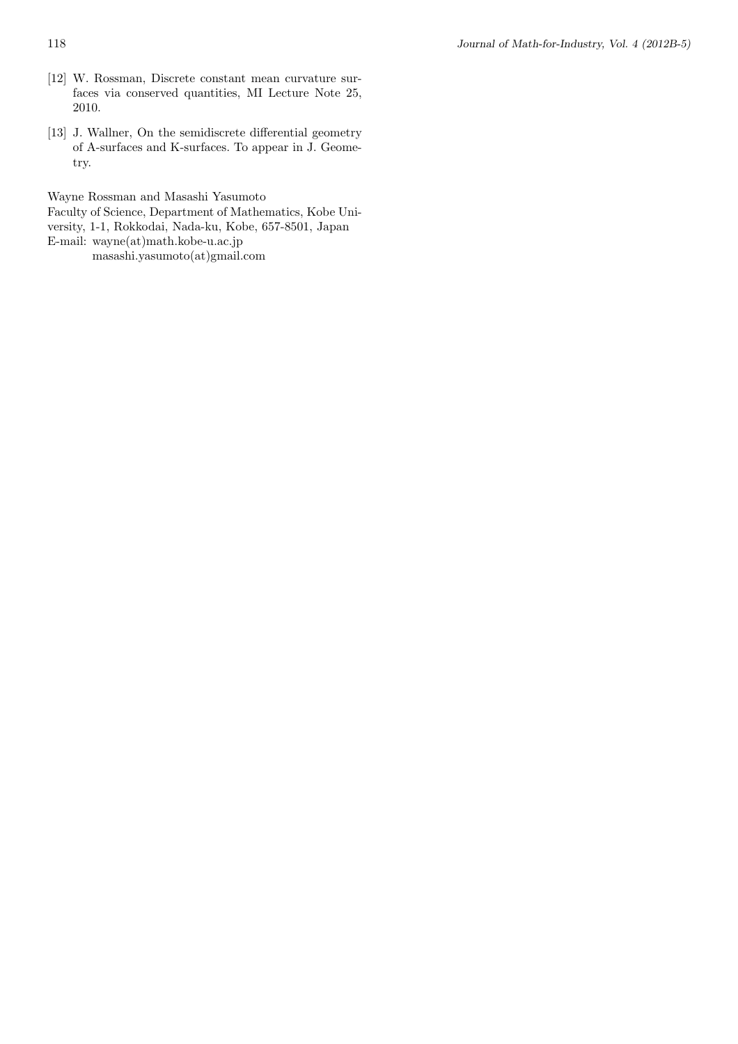[12] W. Rossman, Discrete constant mean curvature surfaces via conserved quantities, MI Lecture Note 25, 2010.

[13] J. Wallner, On the semidiscrete differential geometry of A-surfaces and K-surfaces. To appear in J. Geometry.

Wayne Rossman and Masashi Yasumoto
Faculty of Science, Department of Mathematics, Kobe University, 1-1, Rokkodai, Nada-ku, Kobe, 657-8501, Japan
E-mail: wayne(at)math.kobe-u.ac.jp
masashi.yasumoto(at)gmail.com